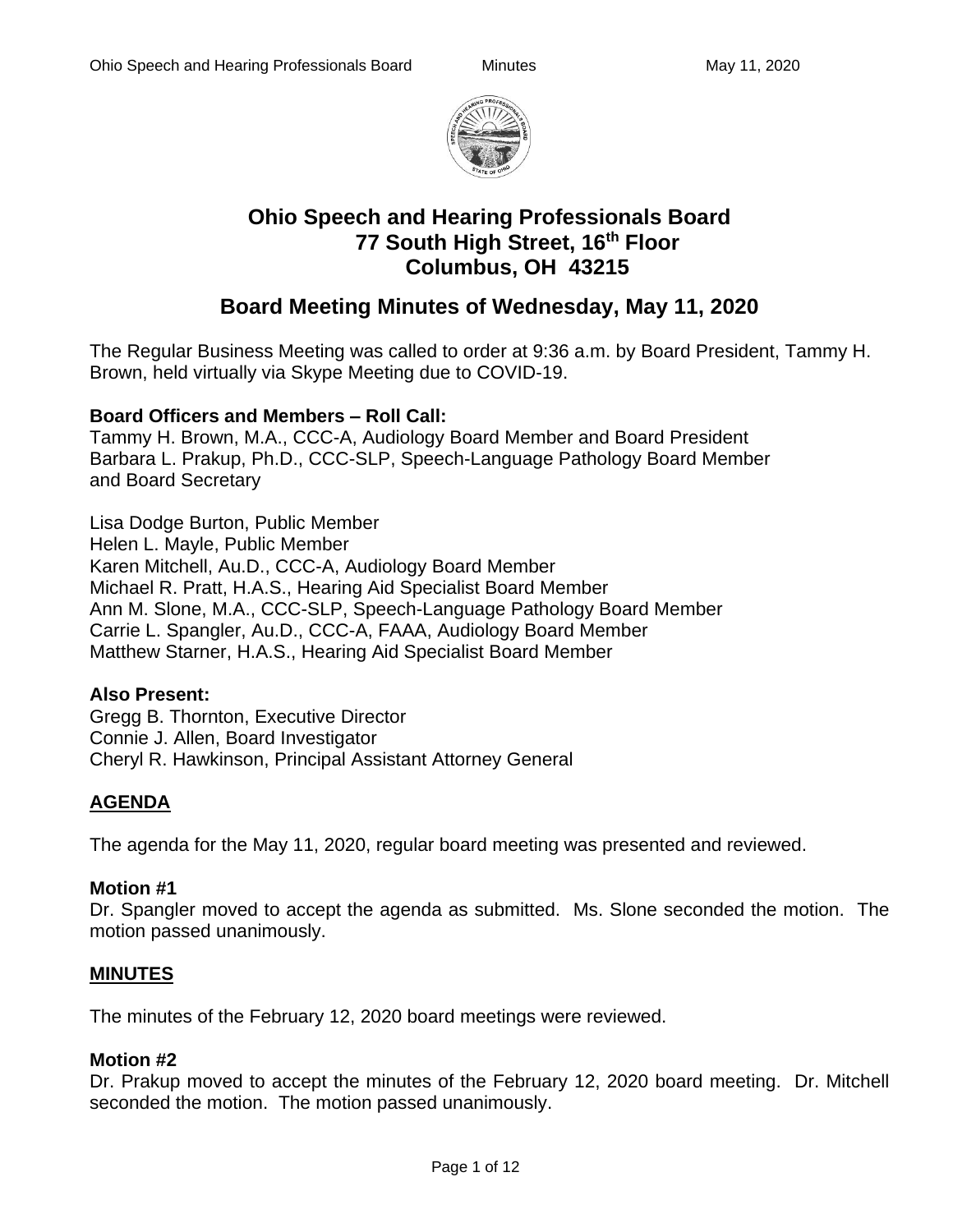# Ohio Speech and Hearing Professionals Board
## 77 South High Street, 16th Floor
## Columbus, OH 43215

## Board Meeting Minutes of Wednesday, May 11, 2020

The Regular Business Meeting was called to order at 9:36 a.m. by Board President, Tammy H. Brown, held virtually via Skype Meeting due to COVID-19.

**Board Officers and Members – Roll Call:**
Tammy H. Brown, M.A., CCC-A, Audiology Board Member and Board President
Barbara L. Prakup, Ph.D., CCC-SLP, Speech-Language Pathology Board Member and Board Secretary

Lisa Dodge Burton, Public Member
Helen L. Mayle, Public Member
Karen Mitchell, Au.D., CCC-A, Audiology Board Member
Michael R. Pratt, H.A.S., Hearing Aid Specialist Board Member
Ann M. Slone, M.A., CCC-SLP, Speech-Language Pathology Board Member
Carrie L. Spangler, Au.D., CCC-A, FAAA, Audiology Board Member
Matthew Starner, H.A.S., Hearing Aid Specialist Board Member

**Also Present:**
Gregg B. Thornton, Executive Director
Connie J. Allen, Board Investigator
Cheryl R. Hawkinson, Principal Assistant Attorney General

### AGENDA

The agenda for the May 11, 2020, regular board meeting was presented and reviewed.

**Motion #1**
Dr. Spangler moved to accept the agenda as submitted. Ms. Slone seconded the motion. The motion passed unanimously.

### MINUTES

The minutes of the February 12, 2020 board meetings were reviewed.

**Motion #2**
Dr. Prakup moved to accept the minutes of the February 12, 2020 board meeting. Dr. Mitchell seconded the motion. The motion passed unanimously.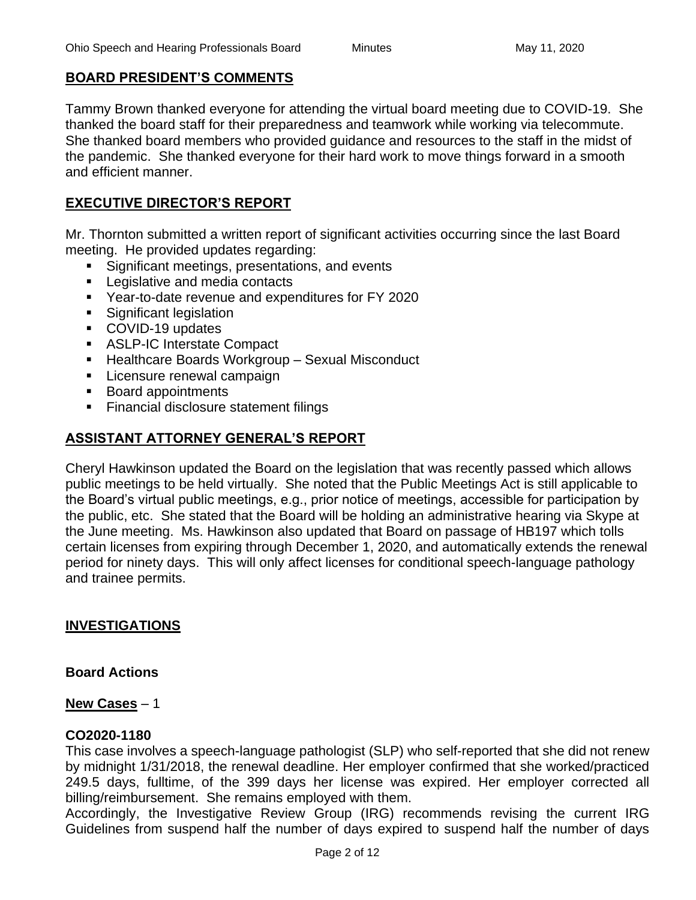## BOARD PRESIDENT'S COMMENTS

Tammy Brown thanked everyone for attending the virtual board meeting due to COVID-19. She thanked the board staff for their preparedness and teamwork while working via telecommute. She thanked board members who provided guidance and resources to the staff in the midst of the pandemic. She thanked everyone for their hard work to move things forward in a smooth and efficient manner.

## EXECUTIVE DIRECTOR'S REPORT

Mr. Thornton submitted a written report of significant activities occurring since the last Board meeting. He provided updates regarding:

- Significant meetings, presentations, and events
- Legislative and media contacts
- Year-to-date revenue and expenditures for FY 2020
- Significant legislation
- COVID-19 updates
- ASLP-IC Interstate Compact
- Healthcare Boards Workgroup – Sexual Misconduct
- Licensure renewal campaign
- Board appointments
- Financial disclosure statement filings

## ASSISTANT ATTORNEY GENERAL'S REPORT

Cheryl Hawkinson updated the Board on the legislation that was recently passed which allows public meetings to be held virtually. She noted that the Public Meetings Act is still applicable to the Board's virtual public meetings, e.g., prior notice of meetings, accessible for participation by the public, etc. She stated that the Board will be holding an administrative hearing via Skype at the June meeting. Ms. Hawkinson also updated that Board on passage of HB197 which tolls certain licenses from expiring through December 1, 2020, and automatically extends the renewal period for ninety days. This will only affect licenses for conditional speech-language pathology and trainee permits.

## INVESTIGATIONS

### Board Actions

**New Cases** – 1

**CO2020-1180**
This case involves a speech-language pathologist (SLP) who self-reported that she did not renew by midnight 1/31/2018, the renewal deadline. Her employer confirmed that she worked/practiced 249.5 days, fulltime, of the 399 days her license was expired. Her employer corrected all billing/reimbursement. She remains employed with them.
Accordingly, the Investigative Review Group (IRG) recommends revising the current IRG Guidelines from suspend half the number of days expired to suspend half the number of days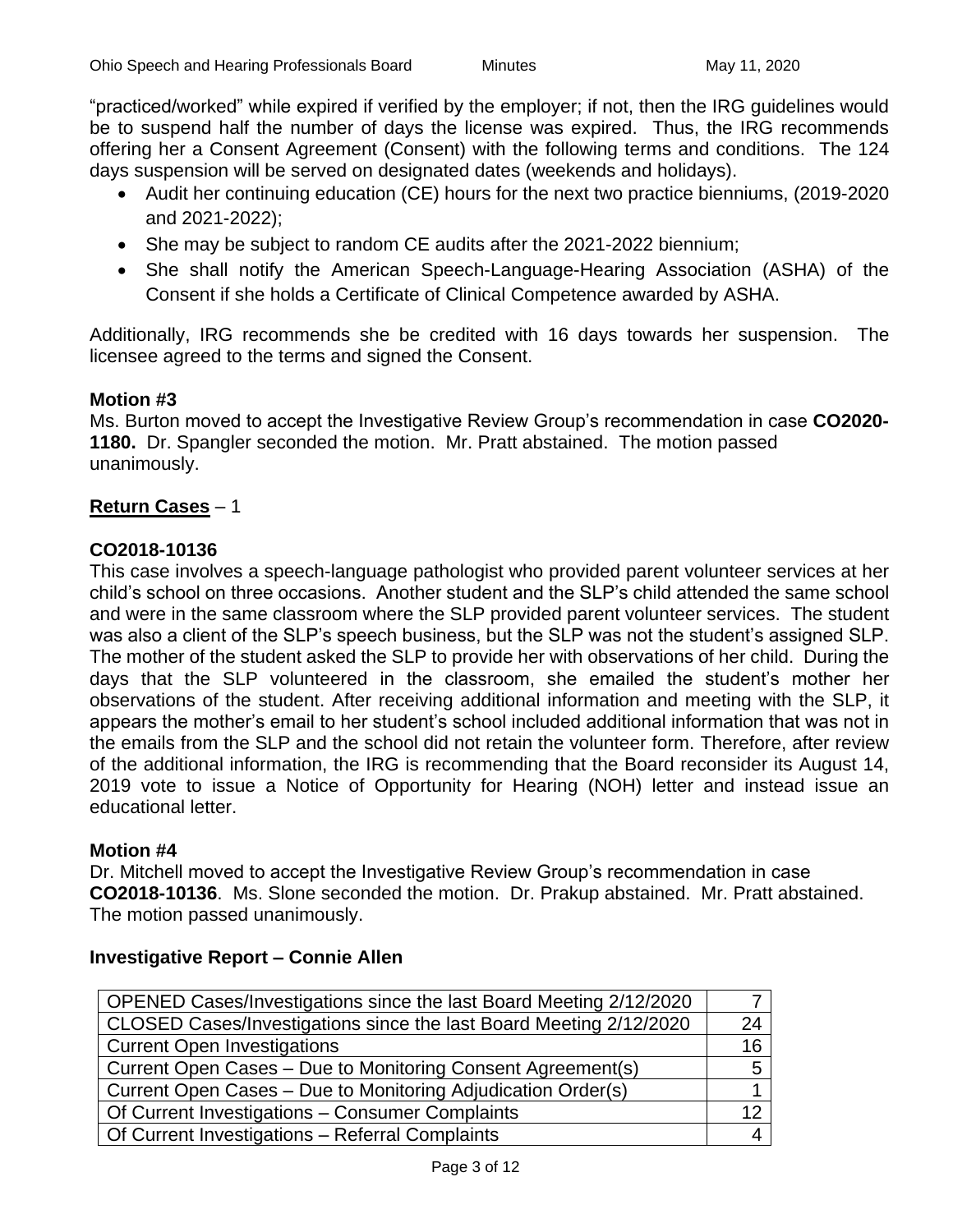"practiced/worked" while expired if verified by the employer; if not, then the IRG guidelines would be to suspend half the number of days the license was expired. Thus, the IRG recommends offering her a Consent Agreement (Consent) with the following terms and conditions. The 124 days suspension will be served on designated dates (weekends and holidays).

- Audit her continuing education (CE) hours for the next two practice bienniums, (2019-2020 and 2021-2022);
- She may be subject to random CE audits after the 2021-2022 biennium;
- She shall notify the American Speech-Language-Hearing Association (ASHA) of the Consent if she holds a Certificate of Clinical Competence awarded by ASHA.

Additionally, IRG recommends she be credited with 16 days towards her suspension. The licensee agreed to the terms and signed the Consent.

**Motion #3**
Ms. Burton moved to accept the Investigative Review Group's recommendation in case **CO2020-1180.** Dr. Spangler seconded the motion. Mr. Pratt abstained. The motion passed unanimously.

**Return Cases** – 1

**CO2018-10136**
This case involves a speech-language pathologist who provided parent volunteer services at her child's school on three occasions. Another student and the SLP's child attended the same school and were in the same classroom where the SLP provided parent volunteer services. The student was also a client of the SLP's speech business, but the SLP was not the student's assigned SLP. The mother of the student asked the SLP to provide her with observations of her child. During the days that the SLP volunteered in the classroom, she emailed the student's mother her observations of the student. After receiving additional information and meeting with the SLP, it appears the mother's email to her student's school included additional information that was not in the emails from the SLP and the school did not retain the volunteer form. Therefore, after review of the additional information, the IRG is recommending that the Board reconsider its August 14, 2019 vote to issue a Notice of Opportunity for Hearing (NOH) letter and instead issue an educational letter.

**Motion #4**
Dr. Mitchell moved to accept the Investigative Review Group's recommendation in case **CO2018-10136**. Ms. Slone seconded the motion. Dr. Prakup abstained. Mr. Pratt abstained. The motion passed unanimously.

**Investigative Report – Connie Allen**

| | |
|---|---|
| OPENED Cases/Investigations since the last Board Meeting 2/12/2020 | 7 |
| CLOSED Cases/Investigations since the last Board Meeting 2/12/2020 | 24 |
| Current Open Investigations | 16 |
| Current Open Cases – Due to Monitoring Consent Agreement(s) | 5 |
| Current Open Cases – Due to Monitoring Adjudication Order(s) | 1 |
| Of Current Investigations – Consumer Complaints | 12 |
| Of Current Investigations – Referral Complaints | 4 |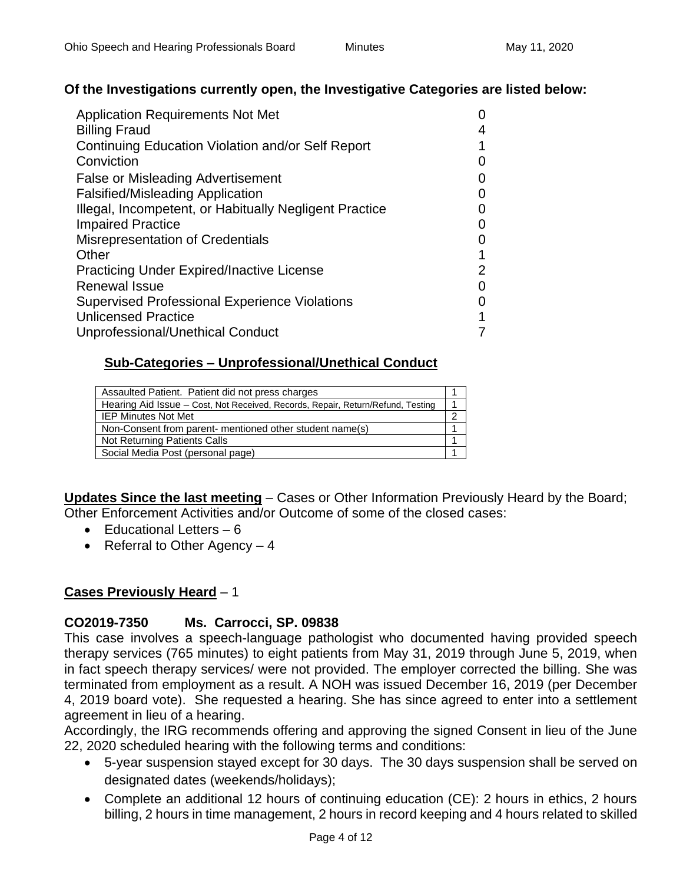**Of the Investigations currently open, the Investigative Categories are listed below:**

| | |
|---|---|
| Application Requirements Not Met | 0 |
| Billing Fraud | 4 |
| Continuing Education Violation and/or Self Report | 1 |
| Conviction | 0 |
| False or Misleading Advertisement | 0 |
| Falsified/Misleading Application | 0 |
| Illegal, Incompetent, or Habitually Negligent Practice | 0 |
| Impaired Practice | 0 |
| Misrepresentation of Credentials | 0 |
| Other | 1 |
| Practicing Under Expired/Inactive License | 2 |
| Renewal Issue | 0 |
| Supervised Professional Experience Violations | 0 |
| Unlicensed Practice | 1 |
| Unprofessional/Unethical Conduct | 7 |

**Sub-Categories – Unprofessional/Unethical Conduct**

| | |
|---|---|
| Assaulted Patient. Patient did not press charges | 1 |
| Hearing Aid Issue – Cost, Not Received, Records, Repair, Return/Refund, Testing | 1 |
| IEP Minutes Not Met | 2 |
| Non-Consent from parent- mentioned other student name(s) | 1 |
| Not Returning Patients Calls | 1 |
| Social Media Post (personal page) | 1 |

**Updates Since the last meeting** – Cases or Other Information Previously Heard by the Board; Other Enforcement Activities and/or Outcome of some of the closed cases:

- Educational Letters – 6
- Referral to Other Agency – 4

**Cases Previously Heard** – 1

**CO2019-7350 Ms. Carrocci, SP. 09838**

This case involves a speech-language pathologist who documented having provided speech therapy services (765 minutes) to eight patients from May 31, 2019 through June 5, 2019, when in fact speech therapy services/ were not provided. The employer corrected the billing. She was terminated from employment as a result. A NOH was issued December 16, 2019 (per December 4, 2019 board vote). She requested a hearing. She has since agreed to enter into a settlement agreement in lieu of a hearing.

Accordingly, the IRG recommends offering and approving the signed Consent in lieu of the June 22, 2020 scheduled hearing with the following terms and conditions:

- 5-year suspension stayed except for 30 days. The 30 days suspension shall be served on designated dates (weekends/holidays);
- Complete an additional 12 hours of continuing education (CE): 2 hours in ethics, 2 hours billing, 2 hours in time management, 2 hours in record keeping and 4 hours related to skilled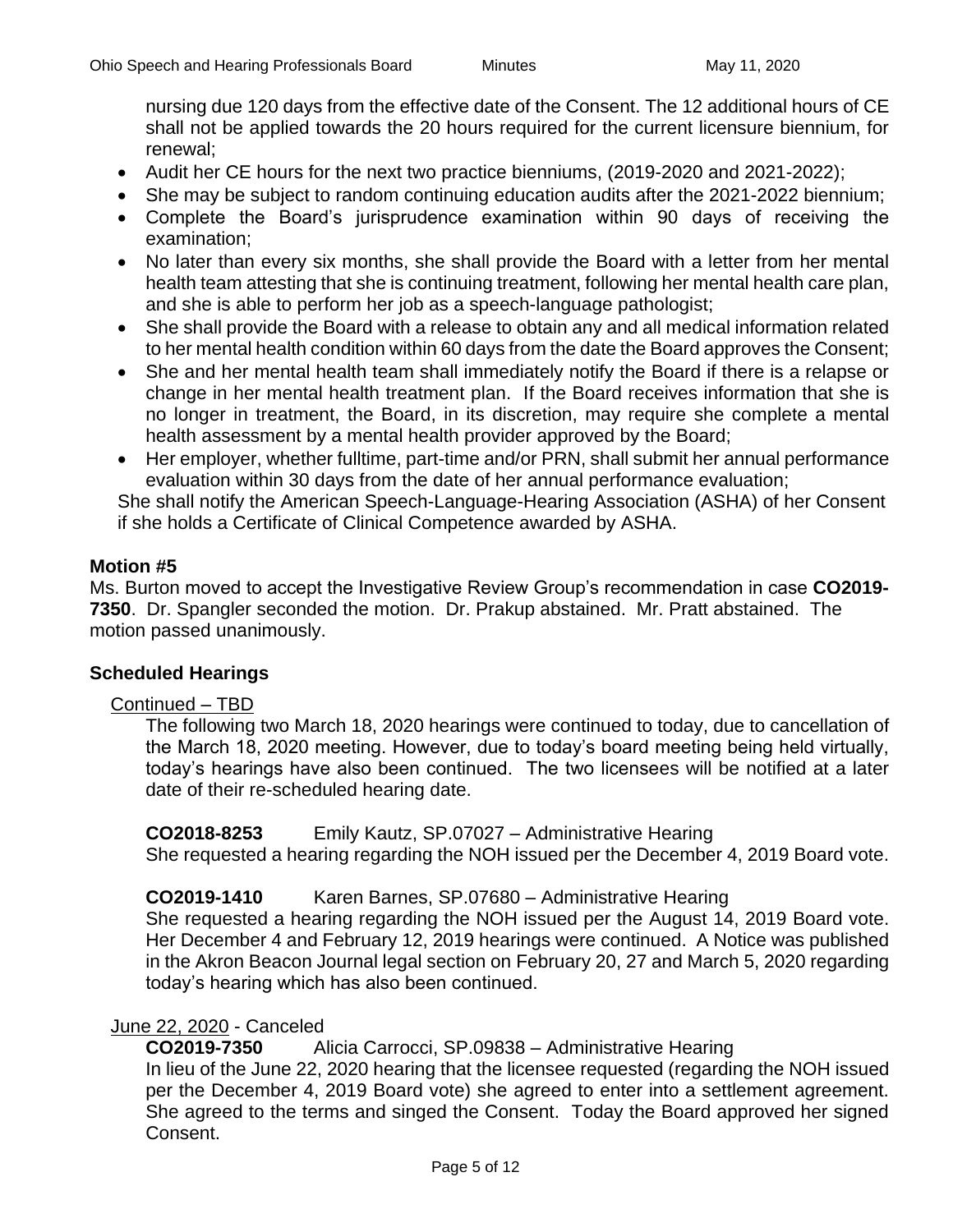nursing due 120 days from the effective date of the Consent. The 12 additional hours of CE shall not be applied towards the 20 hours required for the current licensure biennium, for renewal;

- Audit her CE hours for the next two practice bienniums, (2019-2020 and 2021-2022);
- She may be subject to random continuing education audits after the 2021-2022 biennium;
- Complete the Board's jurisprudence examination within 90 days of receiving the examination;
- No later than every six months, she shall provide the Board with a letter from her mental health team attesting that she is continuing treatment, following her mental health care plan, and she is able to perform her job as a speech-language pathologist;
- She shall provide the Board with a release to obtain any and all medical information related to her mental health condition within 60 days from the date the Board approves the Consent;
- She and her mental health team shall immediately notify the Board if there is a relapse or change in her mental health treatment plan. If the Board receives information that she is no longer in treatment, the Board, in its discretion, may require she complete a mental health assessment by a mental health provider approved by the Board;
- Her employer, whether fulltime, part-time and/or PRN, shall submit her annual performance evaluation within 30 days from the date of her annual performance evaluation;

She shall notify the American Speech-Language-Hearing Association (ASHA) of her Consent if she holds a Certificate of Clinical Competence awarded by ASHA.

**Motion #5**

Ms. Burton moved to accept the Investigative Review Group's recommendation in case **CO2019-7350**. Dr. Spangler seconded the motion. Dr. Prakup abstained. Mr. Pratt abstained. The motion passed unanimously.

**Scheduled Hearings**

Continued – TBD

The following two March 18, 2020 hearings were continued to today, due to cancellation of the March 18, 2020 meeting. However, due to today's board meeting being held virtually, today's hearings have also been continued. The two licensees will be notified at a later date of their re-scheduled hearing date.

**CO2018-8253** Emily Kautz, SP.07027 – Administrative Hearing
She requested a hearing regarding the NOH issued per the December 4, 2019 Board vote.

**CO2019-1410** Karen Barnes, SP.07680 – Administrative Hearing
She requested a hearing regarding the NOH issued per the August 14, 2019 Board vote. Her December 4 and February 12, 2019 hearings were continued. A Notice was published in the Akron Beacon Journal legal section on February 20, 27 and March 5, 2020 regarding today's hearing which has also been continued.

June 22, 2020 - Canceled

**CO2019-7350** Alicia Carrocci, SP.09838 – Administrative Hearing
In lieu of the June 22, 2020 hearing that the licensee requested (regarding the NOH issued per the December 4, 2019 Board vote) she agreed to enter into a settlement agreement. She agreed to the terms and singed the Consent. Today the Board approved her signed Consent.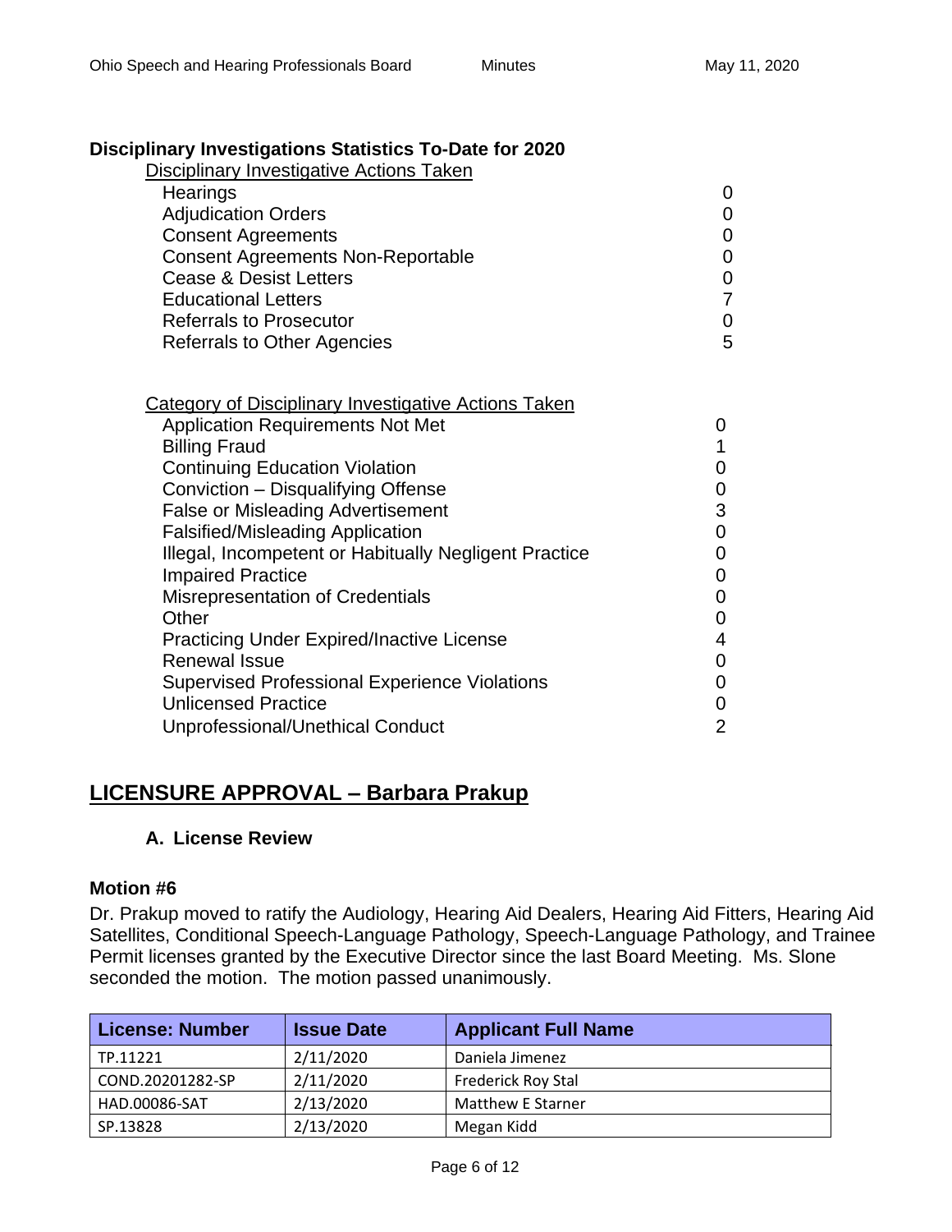### Disciplinary Investigations Statistics To-Date for 2020

Disciplinary Investigative Actions Taken

| | |
|---|---|
| Hearings | 0 |
| Adjudication Orders | 0 |
| Consent Agreements | 0 |
| Consent Agreements Non-Reportable | 0 |
| Cease & Desist Letters | 0 |
| Educational Letters | 7 |
| Referrals to Prosecutor | 0 |
| Referrals to Other Agencies | 5 |

Category of Disciplinary Investigative Actions Taken

| | |
|---|---|
| Application Requirements Not Met | 0 |
| Billing Fraud | 1 |
| Continuing Education Violation | 0 |
| Conviction – Disqualifying Offense | 0 |
| False or Misleading Advertisement | 3 |
| Falsified/Misleading Application | 0 |
| Illegal, Incompetent or Habitually Negligent Practice | 0 |
| Impaired Practice | 0 |
| Misrepresentation of Credentials | 0 |
| Other | 0 |
| Practicing Under Expired/Inactive License | 4 |
| Renewal Issue | 0 |
| Supervised Professional Experience Violations | 0 |
| Unlicensed Practice | 0 |
| Unprofessional/Unethical Conduct | 2 |

## LICENSURE APPROVAL – Barbara Prakup

### A. License Review

**Motion #6**

Dr. Prakup moved to ratify the Audiology, Hearing Aid Dealers, Hearing Aid Fitters, Hearing Aid Satellites, Conditional Speech-Language Pathology, Speech-Language Pathology, and Trainee Permit licenses granted by the Executive Director since the last Board Meeting. Ms. Slone seconded the motion. The motion passed unanimously.

| License: Number | Issue Date | Applicant Full Name |
|---|---|---|
| TP.11221 | 2/11/2020 | Daniela Jimenez |
| COND.20201282-SP | 2/11/2020 | Frederick Roy Stal |
| HAD.00086-SAT | 2/13/2020 | Matthew E Starner |
| SP.13828 | 2/13/2020 | Megan Kidd |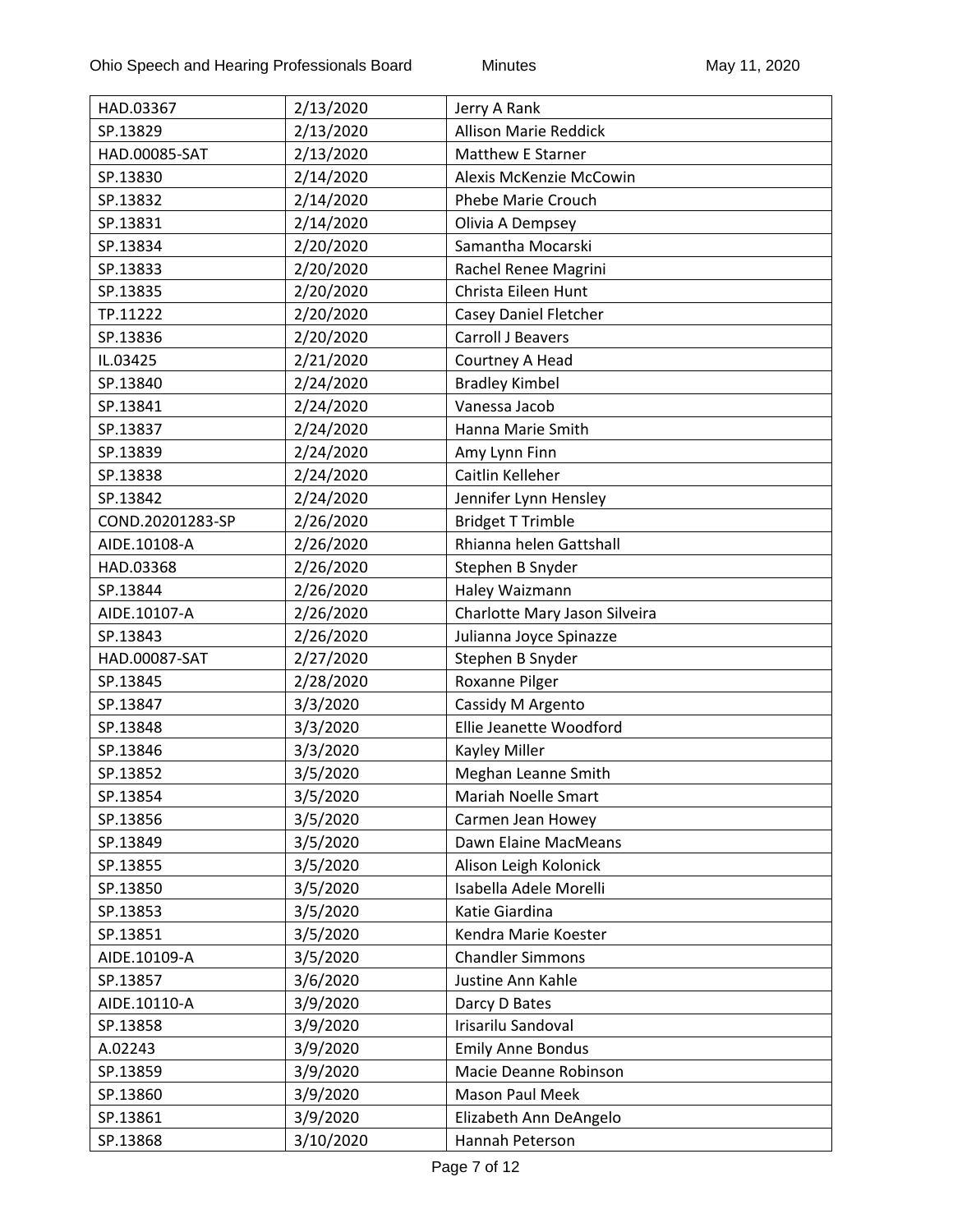| HAD.03367 | 2/13/2020 | Jerry A Rank |
|---|---|---|
| SP.13829 | 2/13/2020 | Allison Marie Reddick |
| HAD.00085-SAT | 2/13/2020 | Matthew E Starner |
| SP.13830 | 2/14/2020 | Alexis McKenzie McCowin |
| SP.13832 | 2/14/2020 | Phebe Marie Crouch |
| SP.13831 | 2/14/2020 | Olivia A Dempsey |
| SP.13834 | 2/20/2020 | Samantha Mocarski |
| SP.13833 | 2/20/2020 | Rachel Renee Magrini |
| SP.13835 | 2/20/2020 | Christa Eileen Hunt |
| TP.11222 | 2/20/2020 | Casey Daniel Fletcher |
| SP.13836 | 2/20/2020 | Carroll J Beavers |
| IL.03425 | 2/21/2020 | Courtney A Head |
| SP.13840 | 2/24/2020 | Bradley Kimbel |
| SP.13841 | 2/24/2020 | Vanessa Jacob |
| SP.13837 | 2/24/2020 | Hanna Marie Smith |
| SP.13839 | 2/24/2020 | Amy Lynn Finn |
| SP.13838 | 2/24/2020 | Caitlin Kelleher |
| SP.13842 | 2/24/2020 | Jennifer Lynn Hensley |
| COND.20201283-SP | 2/26/2020 | Bridget T Trimble |
| AIDE.10108-A | 2/26/2020 | Rhianna helen Gattshall |
| HAD.03368 | 2/26/2020 | Stephen B Snyder |
| SP.13844 | 2/26/2020 | Haley Waizmann |
| AIDE.10107-A | 2/26/2020 | Charlotte Mary Jason Silveira |
| SP.13843 | 2/26/2020 | Julianna Joyce Spinazze |
| HAD.00087-SAT | 2/27/2020 | Stephen B Snyder |
| SP.13845 | 2/28/2020 | Roxanne Pilger |
| SP.13847 | 3/3/2020 | Cassidy M Argento |
| SP.13848 | 3/3/2020 | Ellie Jeanette Woodford |
| SP.13846 | 3/3/2020 | Kayley Miller |
| SP.13852 | 3/5/2020 | Meghan Leanne Smith |
| SP.13854 | 3/5/2020 | Mariah Noelle Smart |
| SP.13856 | 3/5/2020 | Carmen Jean Howey |
| SP.13849 | 3/5/2020 | Dawn Elaine MacMeans |
| SP.13855 | 3/5/2020 | Alison Leigh Kolonick |
| SP.13850 | 3/5/2020 | Isabella Adele Morelli |
| SP.13853 | 3/5/2020 | Katie Giardina |
| SP.13851 | 3/5/2020 | Kendra Marie Koester |
| AIDE.10109-A | 3/5/2020 | Chandler Simmons |
| SP.13857 | 3/6/2020 | Justine Ann Kahle |
| AIDE.10110-A | 3/9/2020 | Darcy D Bates |
| SP.13858 | 3/9/2020 | Irisarilu Sandoval |
| A.02243 | 3/9/2020 | Emily Anne Bondus |
| SP.13859 | 3/9/2020 | Macie Deanne Robinson |
| SP.13860 | 3/9/2020 | Mason Paul Meek |
| SP.13861 | 3/9/2020 | Elizabeth Ann DeAngelo |
| SP.13868 | 3/10/2020 | Hannah Peterson |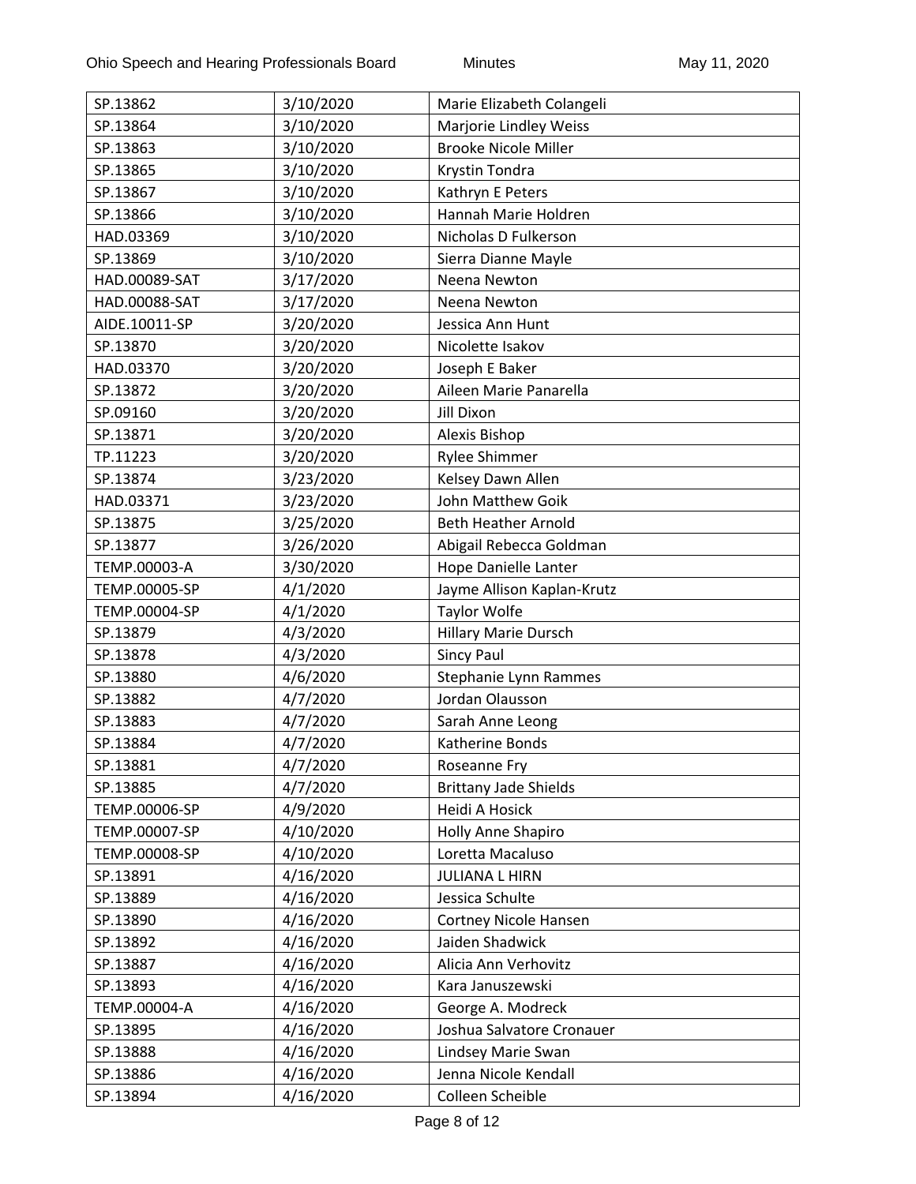| SP.13862 | 3/10/2020 | Marie Elizabeth Colangeli |
|---|---|---|
| SP.13864 | 3/10/2020 | Marjorie Lindley Weiss |
| SP.13863 | 3/10/2020 | Brooke Nicole Miller |
| SP.13865 | 3/10/2020 | Krystin Tondra |
| SP.13867 | 3/10/2020 | Kathryn E Peters |
| SP.13866 | 3/10/2020 | Hannah Marie Holdren |
| HAD.03369 | 3/10/2020 | Nicholas D Fulkerson |
| SP.13869 | 3/10/2020 | Sierra Dianne Mayle |
| HAD.00089-SAT | 3/17/2020 | Neena Newton |
| HAD.00088-SAT | 3/17/2020 | Neena Newton |
| AIDE.10011-SP | 3/20/2020 | Jessica Ann Hunt |
| SP.13870 | 3/20/2020 | Nicolette Isakov |
| HAD.03370 | 3/20/2020 | Joseph E Baker |
| SP.13872 | 3/20/2020 | Aileen Marie Panarella |
| SP.09160 | 3/20/2020 | Jill Dixon |
| SP.13871 | 3/20/2020 | Alexis Bishop |
| TP.11223 | 3/20/2020 | Rylee Shimmer |
| SP.13874 | 3/23/2020 | Kelsey Dawn Allen |
| HAD.03371 | 3/23/2020 | John Matthew Goik |
| SP.13875 | 3/25/2020 | Beth Heather Arnold |
| SP.13877 | 3/26/2020 | Abigail Rebecca Goldman |
| TEMP.00003-A | 3/30/2020 | Hope Danielle Lanter |
| TEMP.00005-SP | 4/1/2020 | Jayme Allison Kaplan-Krutz |
| TEMP.00004-SP | 4/1/2020 | Taylor Wolfe |
| SP.13879 | 4/3/2020 | Hillary Marie Dursch |
| SP.13878 | 4/3/2020 | Sincy Paul |
| SP.13880 | 4/6/2020 | Stephanie Lynn Rammes |
| SP.13882 | 4/7/2020 | Jordan Olausson |
| SP.13883 | 4/7/2020 | Sarah Anne Leong |
| SP.13884 | 4/7/2020 | Katherine Bonds |
| SP.13881 | 4/7/2020 | Roseanne Fry |
| SP.13885 | 4/7/2020 | Brittany Jade Shields |
| TEMP.00006-SP | 4/9/2020 | Heidi A Hosick |
| TEMP.00007-SP | 4/10/2020 | Holly Anne Shapiro |
| TEMP.00008-SP | 4/10/2020 | Loretta Macaluso |
| SP.13891 | 4/16/2020 | JULIANA L HIRN |
| SP.13889 | 4/16/2020 | Jessica Schulte |
| SP.13890 | 4/16/2020 | Cortney Nicole Hansen |
| SP.13892 | 4/16/2020 | Jaiden Shadwick |
| SP.13887 | 4/16/2020 | Alicia Ann Verhovitz |
| SP.13893 | 4/16/2020 | Kara Januszewski |
| TEMP.00004-A | 4/16/2020 | George A. Modreck |
| SP.13895 | 4/16/2020 | Joshua Salvatore Cronauer |
| SP.13888 | 4/16/2020 | Lindsey Marie Swan |
| SP.13886 | 4/16/2020 | Jenna Nicole Kendall |
| SP.13894 | 4/16/2020 | Colleen Scheible |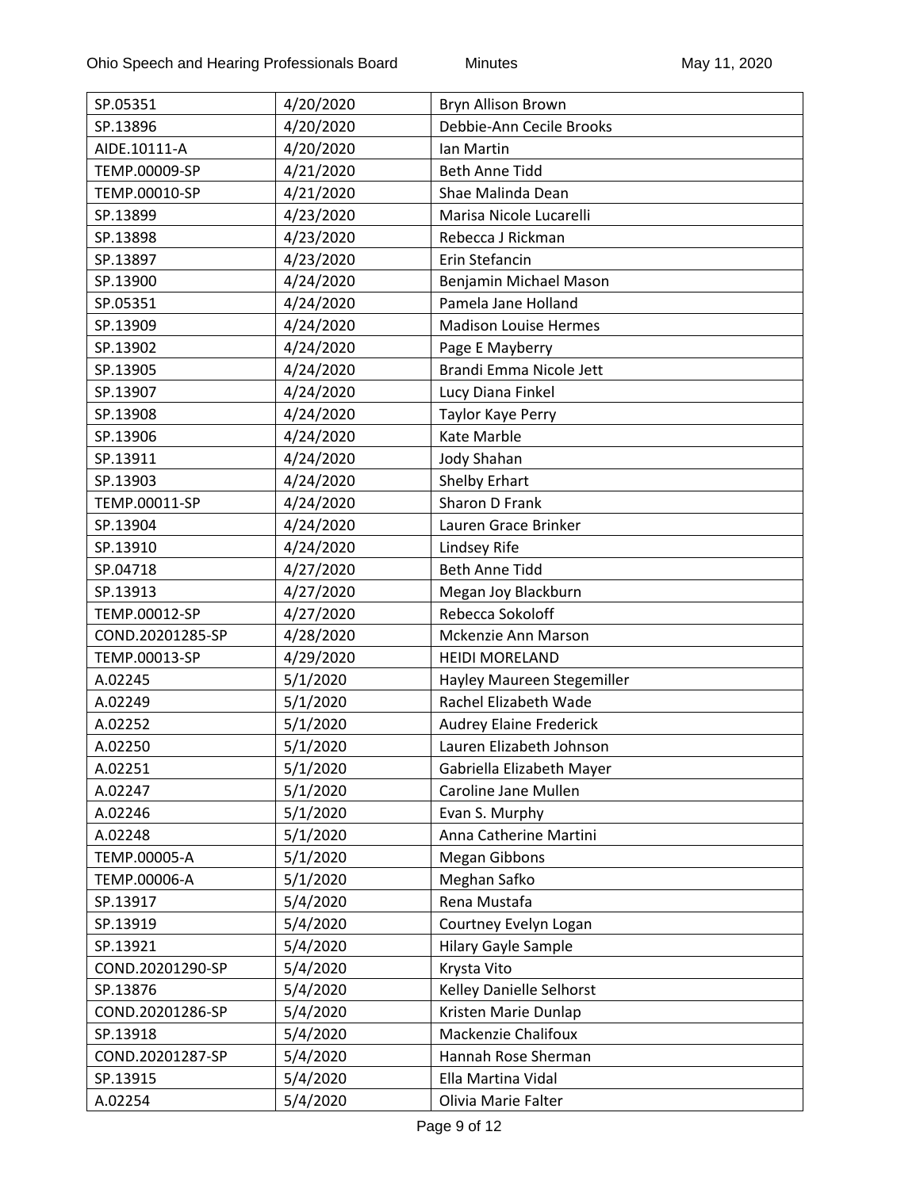| SP.05351 | 4/20/2020 | Bryn Allison Brown |
|---|---|---|
| SP.13896 | 4/20/2020 | Debbie-Ann Cecile Brooks |
| AIDE.10111-A | 4/20/2020 | Ian Martin |
| TEMP.00009-SP | 4/21/2020 | Beth Anne Tidd |
| TEMP.00010-SP | 4/21/2020 | Shae Malinda Dean |
| SP.13899 | 4/23/2020 | Marisa Nicole Lucarelli |
| SP.13898 | 4/23/2020 | Rebecca J Rickman |
| SP.13897 | 4/23/2020 | Erin Stefancin |
| SP.13900 | 4/24/2020 | Benjamin Michael Mason |
| SP.05351 | 4/24/2020 | Pamela Jane Holland |
| SP.13909 | 4/24/2020 | Madison Louise Hermes |
| SP.13902 | 4/24/2020 | Page E Mayberry |
| SP.13905 | 4/24/2020 | Brandi Emma Nicole Jett |
| SP.13907 | 4/24/2020 | Lucy Diana Finkel |
| SP.13908 | 4/24/2020 | Taylor Kaye Perry |
| SP.13906 | 4/24/2020 | Kate Marble |
| SP.13911 | 4/24/2020 | Jody Shahan |
| SP.13903 | 4/24/2020 | Shelby Erhart |
| TEMP.00011-SP | 4/24/2020 | Sharon D Frank |
| SP.13904 | 4/24/2020 | Lauren Grace Brinker |
| SP.13910 | 4/24/2020 | Lindsey Rife |
| SP.04718 | 4/27/2020 | Beth Anne Tidd |
| SP.13913 | 4/27/2020 | Megan Joy Blackburn |
| TEMP.00012-SP | 4/27/2020 | Rebecca Sokoloff |
| COND.20201285-SP | 4/28/2020 | Mckenzie Ann Marson |
| TEMP.00013-SP | 4/29/2020 | HEIDI MORELAND |
| A.02245 | 5/1/2020 | Hayley Maureen Stegemiller |
| A.02249 | 5/1/2020 | Rachel Elizabeth Wade |
| A.02252 | 5/1/2020 | Audrey Elaine Frederick |
| A.02250 | 5/1/2020 | Lauren Elizabeth Johnson |
| A.02251 | 5/1/2020 | Gabriella Elizabeth Mayer |
| A.02247 | 5/1/2020 | Caroline Jane Mullen |
| A.02246 | 5/1/2020 | Evan S. Murphy |
| A.02248 | 5/1/2020 | Anna Catherine Martini |
| TEMP.00005-A | 5/1/2020 | Megan Gibbons |
| TEMP.00006-A | 5/1/2020 | Meghan Safko |
| SP.13917 | 5/4/2020 | Rena Mustafa |
| SP.13919 | 5/4/2020 | Courtney Evelyn Logan |
| SP.13921 | 5/4/2020 | Hilary Gayle Sample |
| COND.20201290-SP | 5/4/2020 | Krysta Vito |
| SP.13876 | 5/4/2020 | Kelley Danielle Selhorst |
| COND.20201286-SP | 5/4/2020 | Kristen Marie Dunlap |
| SP.13918 | 5/4/2020 | Mackenzie Chalifoux |
| COND.20201287-SP | 5/4/2020 | Hannah Rose Sherman |
| SP.13915 | 5/4/2020 | Ella Martina Vidal |
| A.02254 | 5/4/2020 | Olivia Marie Falter |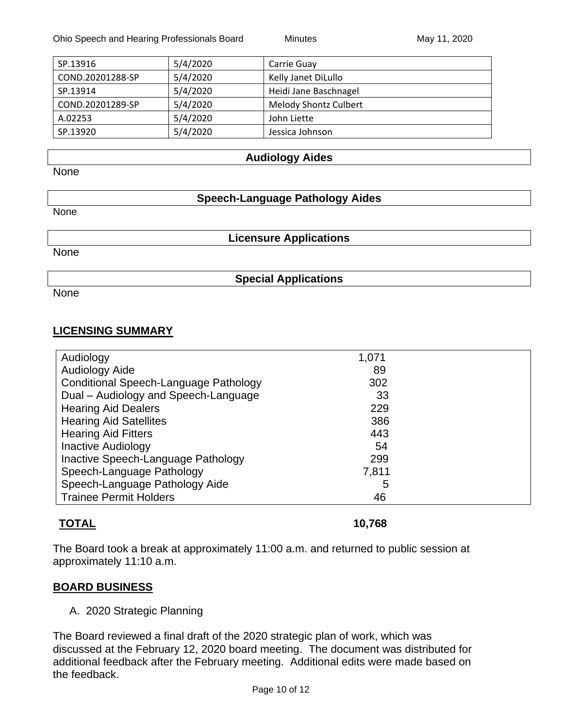| SP.13916 | 5/4/2020 | Carrie Guay |
|---|---|---|
| COND.20201288-SP | 5/4/2020 | Kelly Janet DiLullo |
| SP.13914 | 5/4/2020 | Heidi Jane Baschnagel |
| COND.20201289-SP | 5/4/2020 | Melody Shontz Culbert |
| A.02253 | 5/4/2020 | John Liette |
| SP.13920 | 5/4/2020 | Jessica Johnson |

## Audiology Aides

None

## Speech-Language Pathology Aides

None

## Licensure Applications

None

## Special Applications

None

## LICENSING SUMMARY

| Category | Count |
|---|---|
| Audiology | 1,071 |
| Audiology Aide | 89 |
| Conditional Speech-Language Pathology | 302 |
| Dual – Audiology and Speech-Language | 33 |
| Hearing Aid Dealers | 229 |
| Hearing Aid Satellites | 386 |
| Hearing Aid Fitters | 443 |
| Inactive Audiology | 54 |
| Inactive Speech-Language Pathology | 299 |
| Speech-Language Pathology | 7,811 |
| Speech-Language Pathology Aide | 5 |
| Trainee Permit Holders | 46 |

**TOTAL** **10,768**

The Board took a break at approximately 11:00 a.m. and returned to public session at approximately 11:10 a.m.

## BOARD BUSINESS

A. 2020 Strategic Planning

The Board reviewed a final draft of the 2020 strategic plan of work, which was discussed at the February 12, 2020 board meeting. The document was distributed for additional feedback after the February meeting. Additional edits were made based on the feedback.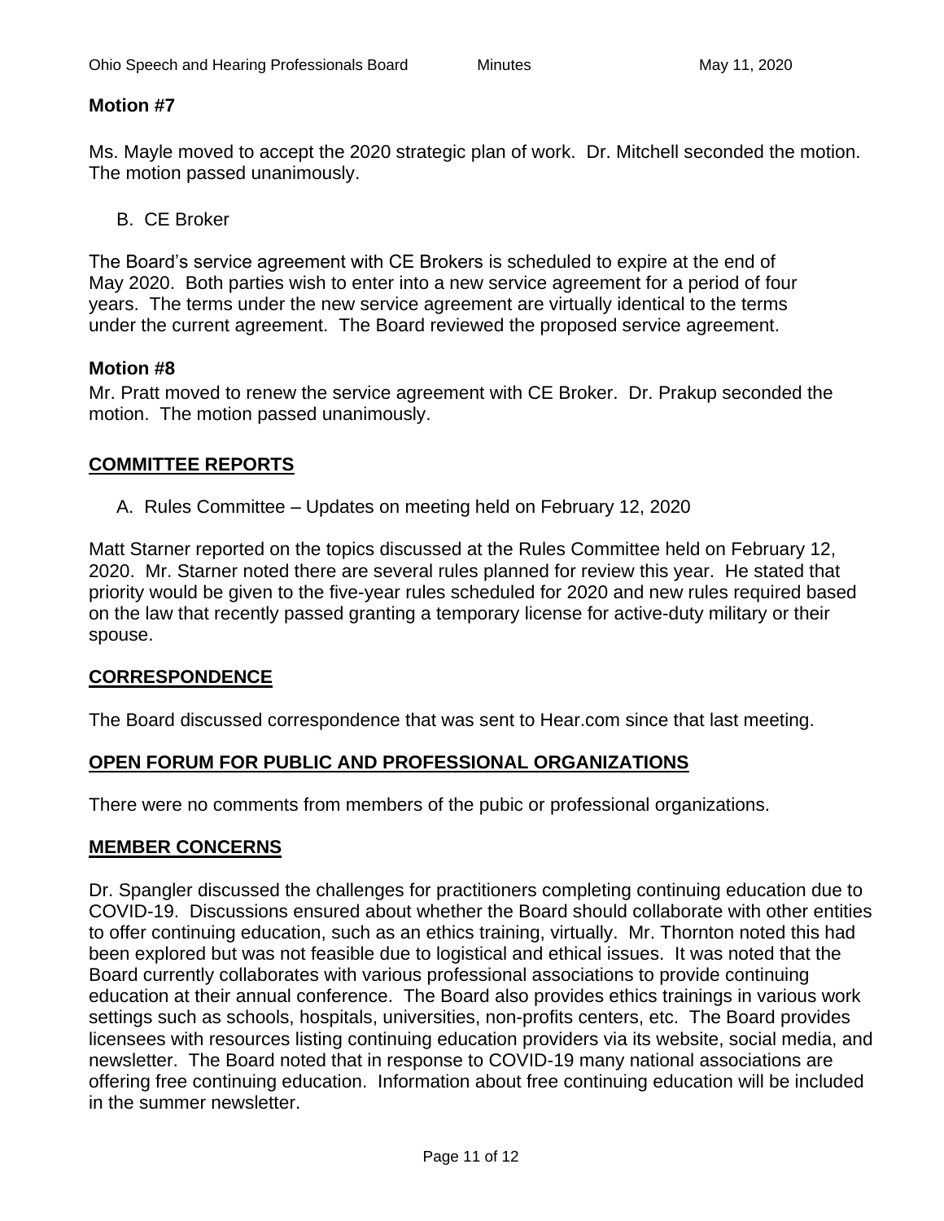**Motion #7**

Ms. Mayle moved to accept the 2020 strategic plan of work. Dr. Mitchell seconded the motion. The motion passed unanimously.

B. CE Broker

The Board's service agreement with CE Brokers is scheduled to expire at the end of May 2020. Both parties wish to enter into a new service agreement for a period of four years. The terms under the new service agreement are virtually identical to the terms under the current agreement. The Board reviewed the proposed service agreement.

**Motion #8**

Mr. Pratt moved to renew the service agreement with CE Broker. Dr. Prakup seconded the motion. The motion passed unanimously.

## COMMITTEE REPORTS

A. Rules Committee – Updates on meeting held on February 12, 2020

Matt Starner reported on the topics discussed at the Rules Committee held on February 12, 2020. Mr. Starner noted there are several rules planned for review this year. He stated that priority would be given to the five-year rules scheduled for 2020 and new rules required based on the law that recently passed granting a temporary license for active-duty military or their spouse.

## CORRESPONDENCE

The Board discussed correspondence that was sent to Hear.com since that last meeting.

## OPEN FORUM FOR PUBLIC AND PROFESSIONAL ORGANIZATIONS

There were no comments from members of the pubic or professional organizations.

## MEMBER CONCERNS

Dr. Spangler discussed the challenges for practitioners completing continuing education due to COVID-19. Discussions ensured about whether the Board should collaborate with other entities to offer continuing education, such as an ethics training, virtually. Mr. Thornton noted this had been explored but was not feasible due to logistical and ethical issues. It was noted that the Board currently collaborates with various professional associations to provide continuing education at their annual conference. The Board also provides ethics trainings in various work settings such as schools, hospitals, universities, non-profits centers, etc. The Board provides licensees with resources listing continuing education providers via its website, social media, and newsletter. The Board noted that in response to COVID-19 many national associations are offering free continuing education. Information about free continuing education will be included in the summer newsletter.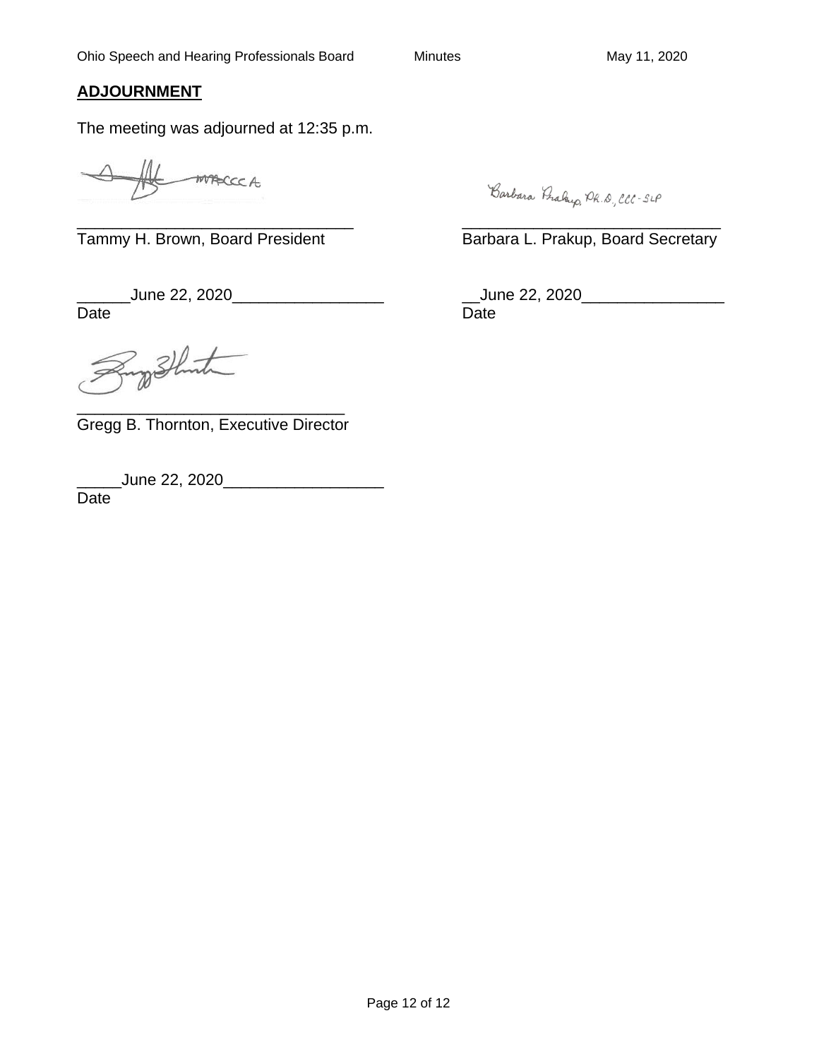## ADJOURNMENT

The meeting was adjourned at 12:35 p.m.

\_\_\_\_\_\_\_\_\_\_\_\_\_\_\_\_\_\_\_\_\_\_\_\_\_\_\_\_\_\_\_\_
Tammy H. Brown, Board President

\_\_\_\_\_\_June 22, 2020\_\_\_\_\_\_\_\_\_\_\_\_\_\_\_\_\_
Date

\_\_\_\_\_\_\_\_\_\_\_\_\_\_\_\_\_\_\_\_\_\_\_\_\_\_\_\_\_\_\_\_
Barbara L. Prakup, Board Secretary

\_\_June 22, 2020\_\_\_\_\_\_\_\_\_\_\_\_\_\_\_\_
Date

\_\_\_\_\_\_\_\_\_\_\_\_\_\_\_\_\_\_\_\_\_\_\_\_\_\_\_\_\_\_\_
Gregg B. Thornton, Executive Director

\_\_\_\_\_June 22, 2020\_\_\_\_\_\_\_\_\_\_\_\_\_\_\_\_\_\_
Date